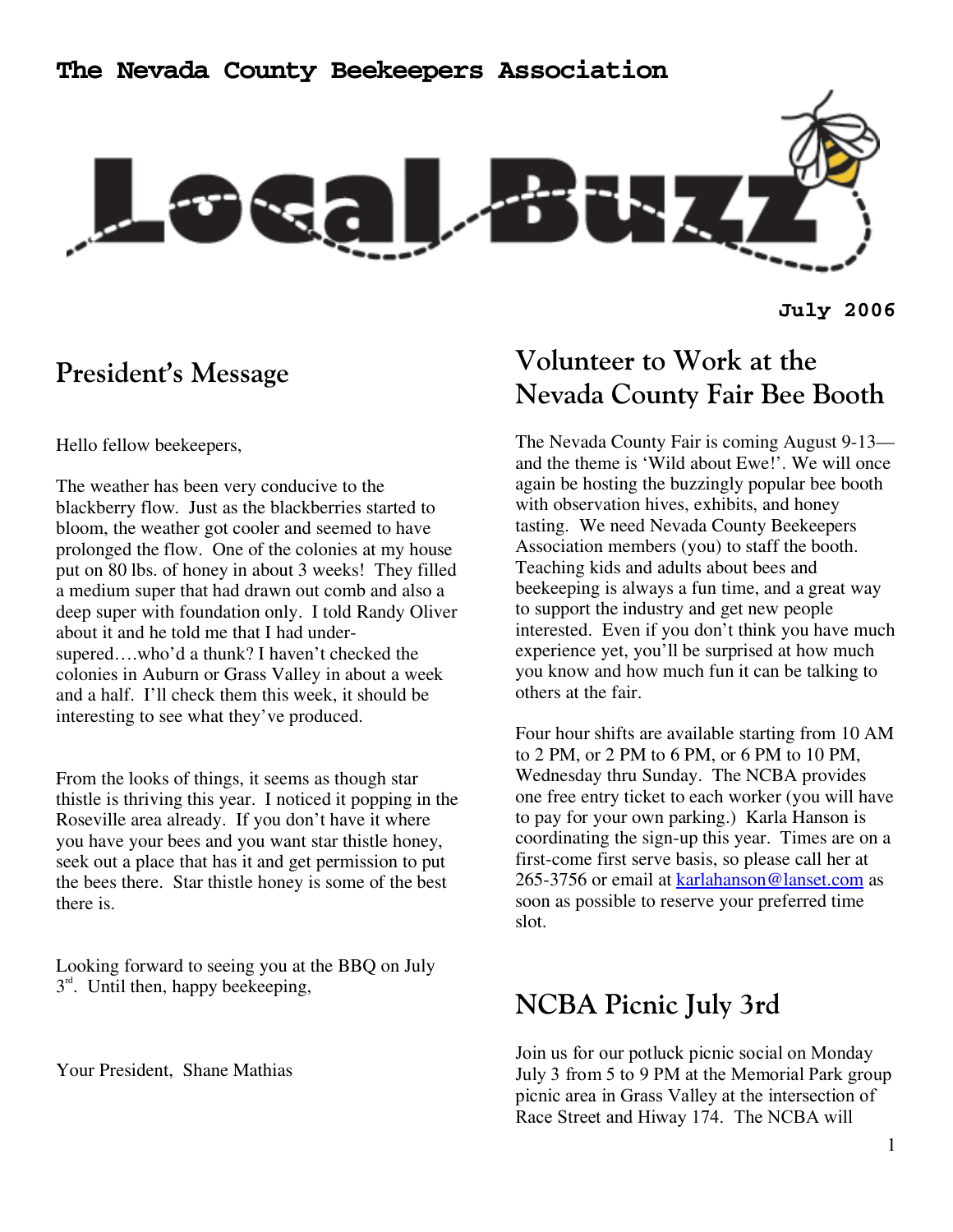**The Nevada County Beekeepers Association**

# Local Buzz

**July 2006**

## President's Message

Hello fellow beekeepers,

The weather has been very conducive to the blackberry flow. Just as the blackberries started to bloom, the weather got cooler and seemed to have prolonged the flow. One of the colonies at my house put on 80 lbs. of honey in about 3 weeks! They filled a medium super that had drawn out comb and also a deep super with foundation only. I told Randy Oliver about it and he told me that I had under-supered….who'd a thunk? I haven't checked the colonies in Auburn or Grass Valley in about a week and a half. I'll check them this week, it should be interesting to see what they've produced.

From the looks of things, it seems as though star thistle is thriving this year. I noticed it popping in the Roseville area already. If you don't have it where you have your bees and you want star thistle honey, seek out a place that has it and get permission to put the bees there. Star thistle honey is some of the best there is.

Looking forward to seeing you at the BBQ on July 3rd. Until then, happy beekeeping,

Your President, Shane Mathias

## Volunteer to Work at the Nevada County Fair Bee Booth

The Nevada County Fair is coming August 9-13—and the theme is 'Wild about Ewe!'. We will once again be hosting the buzzingly popular bee booth with observation hives, exhibits, and honey tasting. We need Nevada County Beekeepers Association members (you) to staff the booth. Teaching kids and adults about bees and beekeeping is always a fun time, and a great way to support the industry and get new people interested. Even if you don't think you have much experience yet, you'll be surprised at how much you know and how much fun it can be talking to others at the fair.

Four hour shifts are available starting from 10 AM to 2 PM, or 2 PM to 6 PM, or 6 PM to 10 PM, Wednesday thru Sunday. The NCBA provides one free entry ticket to each worker (you will have to pay for your own parking.) Karla Hanson is coordinating the sign-up this year. Times are on a first-come first serve basis, so please call her at 265-3756 or email at karlahanson@lanset.com as soon as possible to reserve your preferred time slot.

## NCBA Picnic July 3rd

Join us for our potluck picnic social on Monday July 3 from 5 to 9 PM at the Memorial Park group picnic area in Grass Valley at the intersection of Race Street and Hiway 174. The NCBA will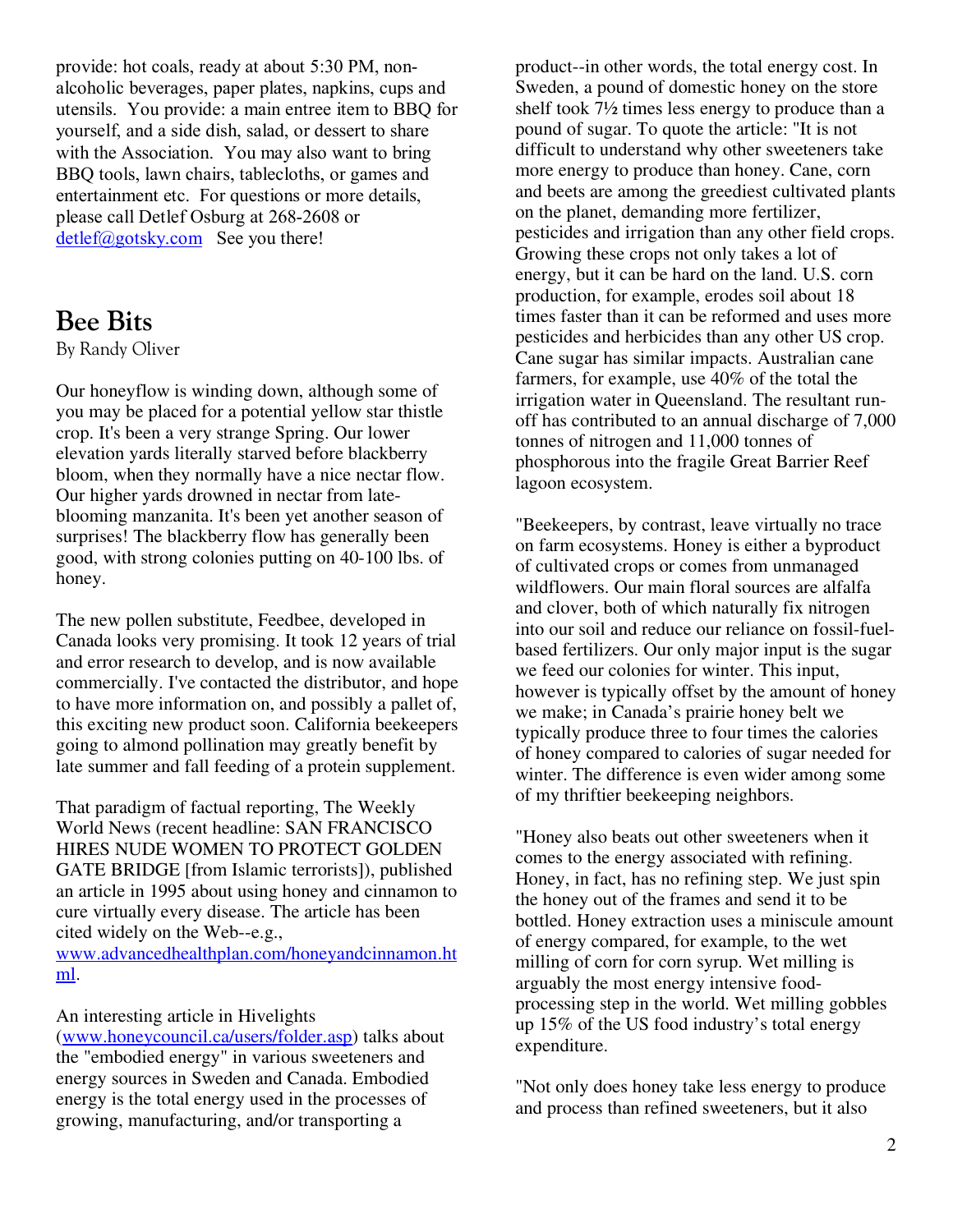provide: hot coals, ready at about 5:30 PM, non-alcoholic beverages, paper plates, napkins, cups and utensils. You provide: a main entree item to BBQ for yourself, and a side dish, salad, or dessert to share with the Association. You may also want to bring BBQ tools, lawn chairs, tablecloths, or games and entertainment etc. For questions or more details, please call Detlef Osburg at 268-2608 or [detlef@gotsky.com](mailto:detlef@gotsky.com) See you there!

## Bee Bits

By Randy Oliver

Our honeyflow is winding down, although some of you may be placed for a potential yellow star thistle crop. It's been a very strange Spring. Our lower elevation yards literally starved before blackberry bloom, when they normally have a nice nectar flow. Our higher yards drowned in nectar from late-blooming manzanita. It's been yet another season of surprises! The blackberry flow has generally been good, with strong colonies putting on 40-100 lbs. of honey.

The new pollen substitute, Feedbee, developed in Canada looks very promising. It took 12 years of trial and error research to develop, and is now available commercially. I've contacted the distributor, and hope to have more information on, and possibly a pallet of, this exciting new product soon. California beekeepers going to almond pollination may greatly benefit by late summer and fall feeding of a protein supplement.

That paradigm of factual reporting, The Weekly World News (recent headline: SAN FRANCISCO HIRES NUDE WOMEN TO PROTECT GOLDEN GATE BRIDGE [from Islamic terrorists]), published an article in 1995 about using honey and cinnamon to cure virtually every disease. The article has been cited widely on the Web--e.g., [www.advancedhealthplan.com/honeyandcinnamon.html](www.advancedhealthplan.com/honeyandcinnamon.html).

An interesting article in Hivelights ([www.honeycouncil.ca/users/folder.asp](www.honeycouncil.ca/users/folder.asp)) talks about the "embodied energy" in various sweeteners and energy sources in Sweden and Canada. Embodied energy is the total energy used in the processes of growing, manufacturing, and/or transporting a product--in other words, the total energy cost. In Sweden, a pound of domestic honey on the store shelf took 7½ times less energy to produce than a pound of sugar. To quote the article: "It is not difficult to understand why other sweeteners take more energy to produce than honey. Cane, corn and beets are among the greediest cultivated plants on the planet, demanding more fertilizer, pesticides and irrigation than any other field crops. Growing these crops not only takes a lot of energy, but it can be hard on the land. U.S. corn production, for example, erodes soil about 18 times faster than it can be reformed and uses more pesticides and herbicides than any other US crop. Cane sugar has similar impacts. Australian cane farmers, for example, use 40% of the total the irrigation water in Queensland. The resultant run-off has contributed to an annual discharge of 7,000 tonnes of nitrogen and 11,000 tonnes of phosphorous into the fragile Great Barrier Reef lagoon ecosystem.

"Beekeepers, by contrast, leave virtually no trace on farm ecosystems. Honey is either a byproduct of cultivated crops or comes from unmanaged wildflowers. Our main floral sources are alfalfa and clover, both of which naturally fix nitrogen into our soil and reduce our reliance on fossil-fuel-based fertilizers. Our only major input is the sugar we feed our colonies for winter. This input, however is typically offset by the amount of honey we make; in Canada's prairie honey belt we typically produce three to four times the calories of honey compared to calories of sugar needed for winter. The difference is even wider among some of my thriftier beekeeping neighbors.

"Honey also beats out other sweeteners when it comes to the energy associated with refining. Honey, in fact, has no refining step. We just spin the honey out of the frames and send it to be bottled. Honey extraction uses a miniscule amount of energy compared, for example, to the wet milling of corn for corn syrup. Wet milling is arguably the most energy intensive food-processing step in the world. Wet milling gobbles up 15% of the US food industry's total energy expenditure.

"Not only does honey take less energy to produce and process than refined sweeteners, but it also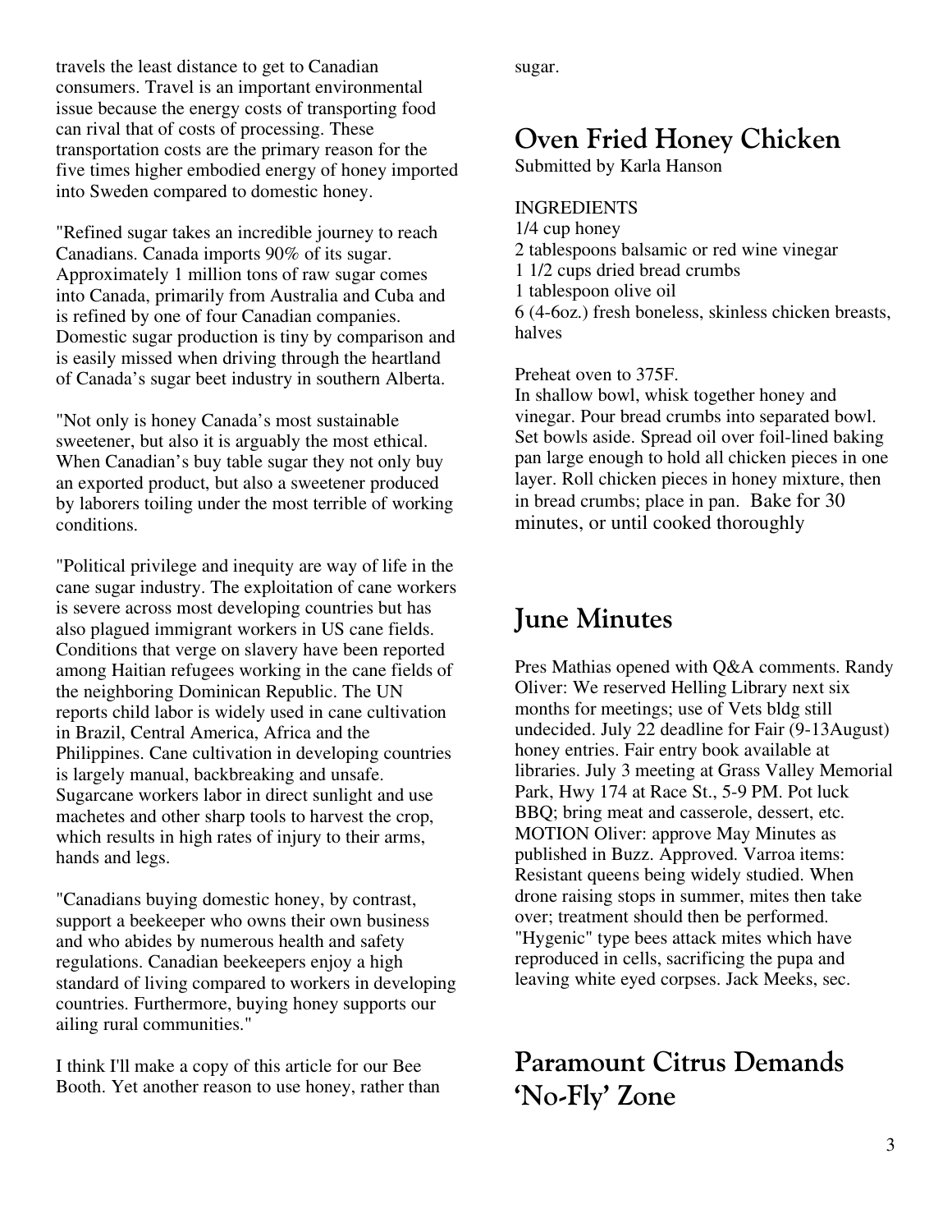travels the least distance to get to Canadian consumers. Travel is an important environmental issue because the energy costs of transporting food can rival that of costs of processing. These transportation costs are the primary reason for the five times higher embodied energy of honey imported into Sweden compared to domestic honey.

"Refined sugar takes an incredible journey to reach Canadians. Canada imports 90% of its sugar. Approximately 1 million tons of raw sugar comes into Canada, primarily from Australia and Cuba and is refined by one of four Canadian companies. Domestic sugar production is tiny by comparison and is easily missed when driving through the heartland of Canada's sugar beet industry in southern Alberta.

"Not only is honey Canada's most sustainable sweetener, but also it is arguably the most ethical. When Canadian's buy table sugar they not only buy an exported product, but also a sweetener produced by laborers toiling under the most terrible of working conditions.

"Political privilege and inequity are way of life in the cane sugar industry. The exploitation of cane workers is severe across most developing countries but has also plagued immigrant workers in US cane fields. Conditions that verge on slavery have been reported among Haitian refugees working in the cane fields of the neighboring Dominican Republic. The UN reports child labor is widely used in cane cultivation in Brazil, Central America, Africa and the Philippines. Cane cultivation in developing countries is largely manual, backbreaking and unsafe. Sugarcane workers labor in direct sunlight and use machetes and other sharp tools to harvest the crop, which results in high rates of injury to their arms, hands and legs.

"Canadians buying domestic honey, by contrast, support a beekeeper who owns their own business and who abides by numerous health and safety regulations. Canadian beekeepers enjoy a high standard of living compared to workers in developing countries. Furthermore, buying honey supports our ailing rural communities."

I think I'll make a copy of this article for our Bee Booth. Yet another reason to use honey, rather than sugar.

## Oven Fried Honey Chicken

Submitted by Karla Hanson

INGREDIENTS
1/4 cup honey
2 tablespoons balsamic or red wine vinegar
1 1/2 cups dried bread crumbs
1 tablespoon olive oil
6 (4-6oz.) fresh boneless, skinless chicken breasts, halves

Preheat oven to 375F.
In shallow bowl, whisk together honey and vinegar. Pour bread crumbs into separated bowl. Set bowls aside. Spread oil over foil-lined baking pan large enough to hold all chicken pieces in one layer. Roll chicken pieces in honey mixture, then in bread crumbs; place in pan. Bake for 30 minutes, or until cooked thoroughly

## June Minutes

Pres Mathias opened with Q&A comments. Randy Oliver: We reserved Helling Library next six months for meetings; use of Vets bldg still undecided. July 22 deadline for Fair (9-13August) honey entries. Fair entry book available at libraries. July 3 meeting at Grass Valley Memorial Park, Hwy 174 at Race St., 5-9 PM. Pot luck BBQ; bring meat and casserole, dessert, etc. MOTION Oliver: approve May Minutes as published in Buzz. Approved. Varroa items: Resistant queens being widely studied. When drone raising stops in summer, mites then take over; treatment should then be performed. "Hygenic" type bees attack mites which have reproduced in cells, sacrificing the pupa and leaving white eyed corpses. Jack Meeks, sec.

## Paramount Citrus Demands 'No-Fly' Zone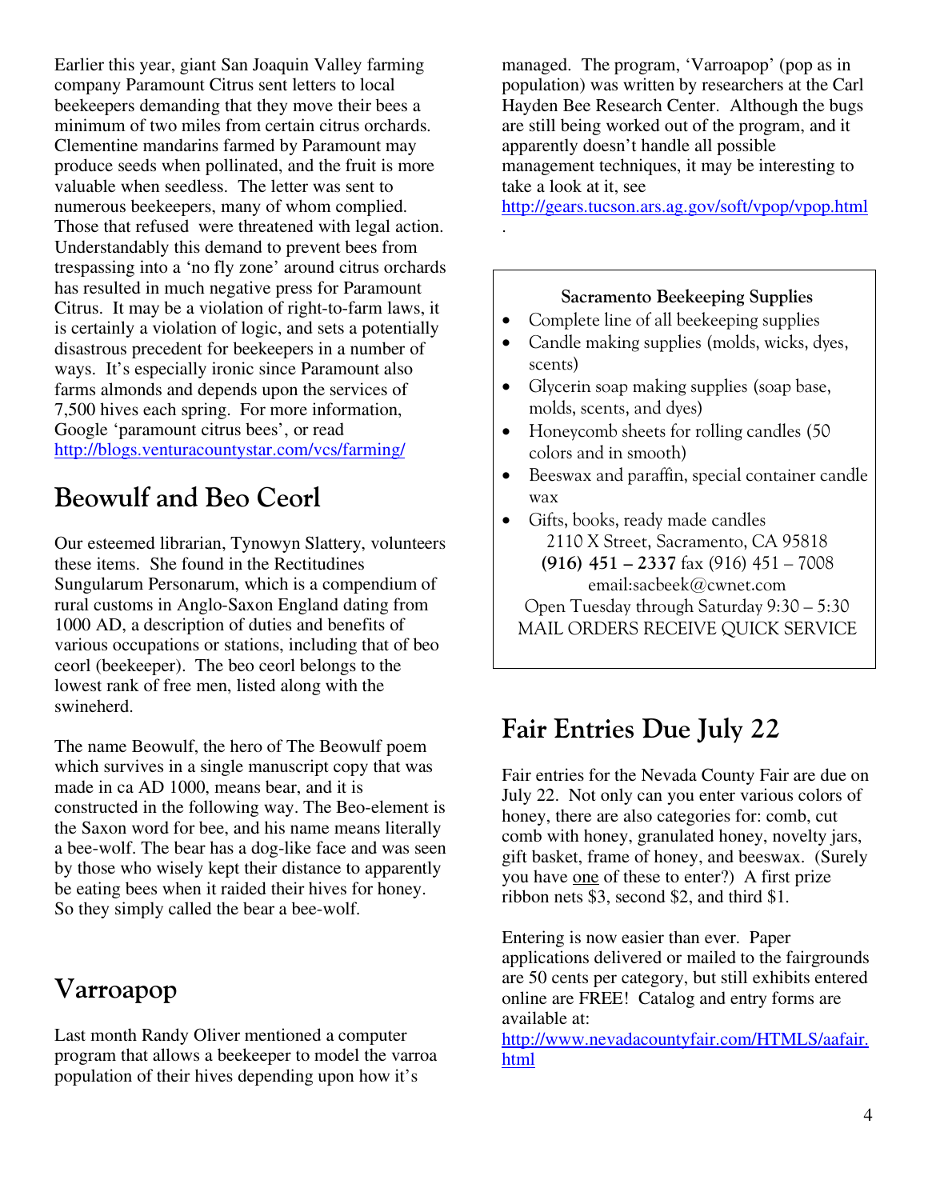Earlier this year, giant San Joaquin Valley farming company Paramount Citrus sent letters to local beekeepers demanding that they move their bees a minimum of two miles from certain citrus orchards. Clementine mandarins farmed by Paramount may produce seeds when pollinated, and the fruit is more valuable when seedless. The letter was sent to numerous beekeepers, many of whom complied. Those that refused were threatened with legal action. Understandably this demand to prevent bees from trespassing into a 'no fly zone' around citrus orchards has resulted in much negative press for Paramount Citrus. It may be a violation of right-to-farm laws, it is certainly a violation of logic, and sets a potentially disastrous precedent for beekeepers in a number of ways. It's especially ironic since Paramount also farms almonds and depends upon the services of 7,500 hives each spring. For more information, Google 'paramount citrus bees', or read http://blogs.venturacountystar.com/vcs/farming/

## Beowulf and Beo Ceorl

Our esteemed librarian, Tynowyn Slattery, volunteers these items. She found in the Rectitudines Sungularum Personarum, which is a compendium of rural customs in Anglo-Saxon England dating from 1000 AD, a description of duties and benefits of various occupations or stations, including that of beo ceorl (beekeeper). The beo ceorl belongs to the lowest rank of free men, listed along with the swineherd.

The name Beowulf, the hero of The Beowulf poem which survives in a single manuscript copy that was made in ca AD 1000, means bear, and it is constructed in the following way. The Beo-element is the Saxon word for bee, and his name means literally a bee-wolf. The bear has a dog-like face and was seen by those who wisely kept their distance to apparently be eating bees when it raided their hives for honey. So they simply called the bear a bee-wolf.

## Varroapop

Last month Randy Oliver mentioned a computer program that allows a beekeeper to model the varroa population of their hives depending upon how it's managed. The program, 'Varroapop' (pop as in population) was written by researchers at the Carl Hayden Bee Research Center. Although the bugs are still being worked out of the program, and it apparently doesn't handle all possible management techniques, it may be interesting to take a look at it, see http://gears.tucson.ars.ag.gov/soft/vpop/vpop.html.

---

**Sacramento Beekeeping Supplies**

- Complete line of all beekeeping supplies
- Candle making supplies (molds, wicks, dyes, scents)
- Glycerin soap making supplies (soap base, molds, scents, and dyes)
- Honeycomb sheets for rolling candles (50 colors and in smooth)
- Beeswax and paraffin, special container candle wax
- Gifts, books, ready made candles

2110 X Street, Sacramento, CA 95818
**(916) 451 – 2337** fax (916) 451 – 7008
email:sacbeek@cwnet.com
Open Tuesday through Saturday 9:30 – 5:30
MAIL ORDERS RECEIVE QUICK SERVICE

---

## Fair Entries Due July 22

Fair entries for the Nevada County Fair are due on July 22. Not only can you enter various colors of honey, there are also categories for: comb, cut comb with honey, granulated honey, novelty jars, gift basket, frame of honey, and beeswax. (Surely you have one of these to enter?) A first prize ribbon nets $3, second $2, and third $1.

Entering is now easier than ever. Paper applications delivered or mailed to the fairgrounds are 50 cents per category, but still exhibits entered online are FREE! Catalog and entry forms are available at:
http://www.nevadacountyfair.com/HTMLS/aafair.html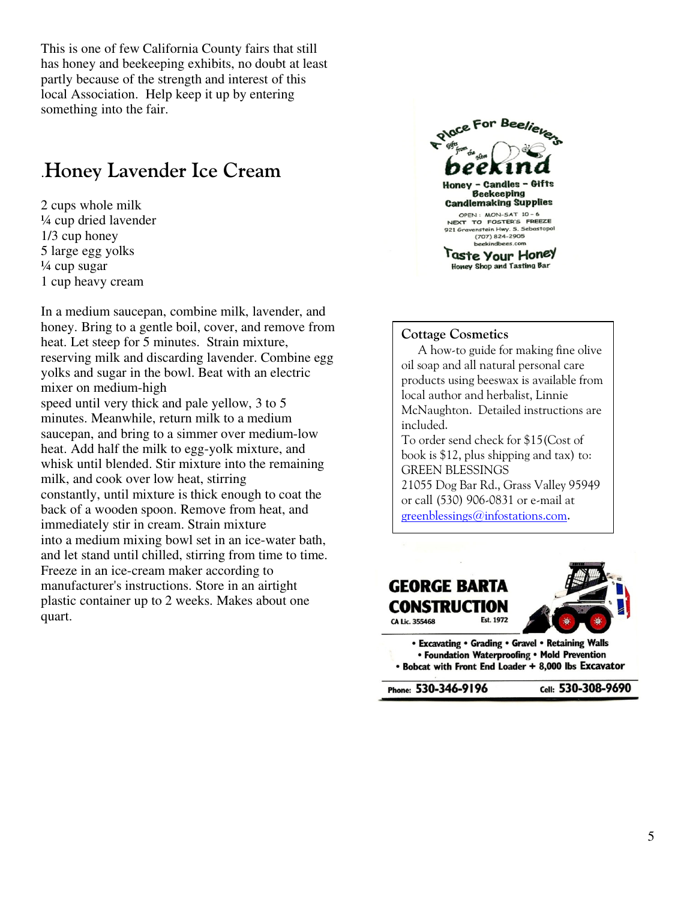This is one of few California County fairs that still has honey and beekeeping exhibits, no doubt at least partly because of the strength and interest of this local Association. Help keep it up by entering something into the fair.

## .Honey Lavender Ice Cream

2 cups whole milk
¼ cup dried lavender
1/3 cup honey
5 large egg yolks
¼ cup sugar
1 cup heavy cream

In a medium saucepan, combine milk, lavender, and honey. Bring to a gentle boil, cover, and remove from heat. Let steep for 5 minutes. Strain mixture, reserving milk and discarding lavender. Combine egg yolks and sugar in the bowl. Beat with an electric mixer on medium-high speed until very thick and pale yellow, 3 to 5 minutes. Meanwhile, return milk to a medium saucepan, and bring to a simmer over medium-low heat. Add half the milk to egg-yolk mixture, and whisk until blended. Stir mixture into the remaining milk, and cook over low heat, stirring constantly, until mixture is thick enough to coat the back of a wooden spoon. Remove from heat, and immediately stir in cream. Strain mixture into a medium mixing bowl set in an ice-water bath, and let stand until chilled, stirring from time to time. Freeze in an ice-cream maker according to manufacturer's instructions. Store in an airtight plastic container up to 2 weeks. Makes about one quart.

A Place For Beelievers
Gifts from the Hive
**beekind**
**Honey - Candles - Gifts**
**Beekeeping**
**Candlemaking Supplies**
OPEN: MON-SAT 10 - 6
NEXT TO FOSTER'S FREEZE
921 Gravenstein Hwy. S. Sebastopol
(707) 824-2905
beekindbees.com
**Taste Your Honey**
**Honey Shop and Tasting Bar**

**Cottage Cosmetics**

A how-to guide for making fine olive oil soap and all natural personal care products using beeswax is available from local author and herbalist, Linnie McNaughton. Detailed instructions are included.

To order send check for $15(Cost of book is $12, plus shipping and tax) to:
GREEN BLESSINGS
21055 Dog Bar Rd., Grass Valley 95949
or call (530) 906-0831 or e-mail at greenblessings@infostations.com.

**GEORGE BARTA CONSTRUCTION**
CA Lic. 355468 Est. 1972

- Excavating • Grading • Gravel • Retaining Walls
- Foundation Waterproofing • Mold Prevention
- Bobcat with Front End Loader + 8,000 lbs Excavator

Phone: **530-346-9196** Cell: **530-308-9690**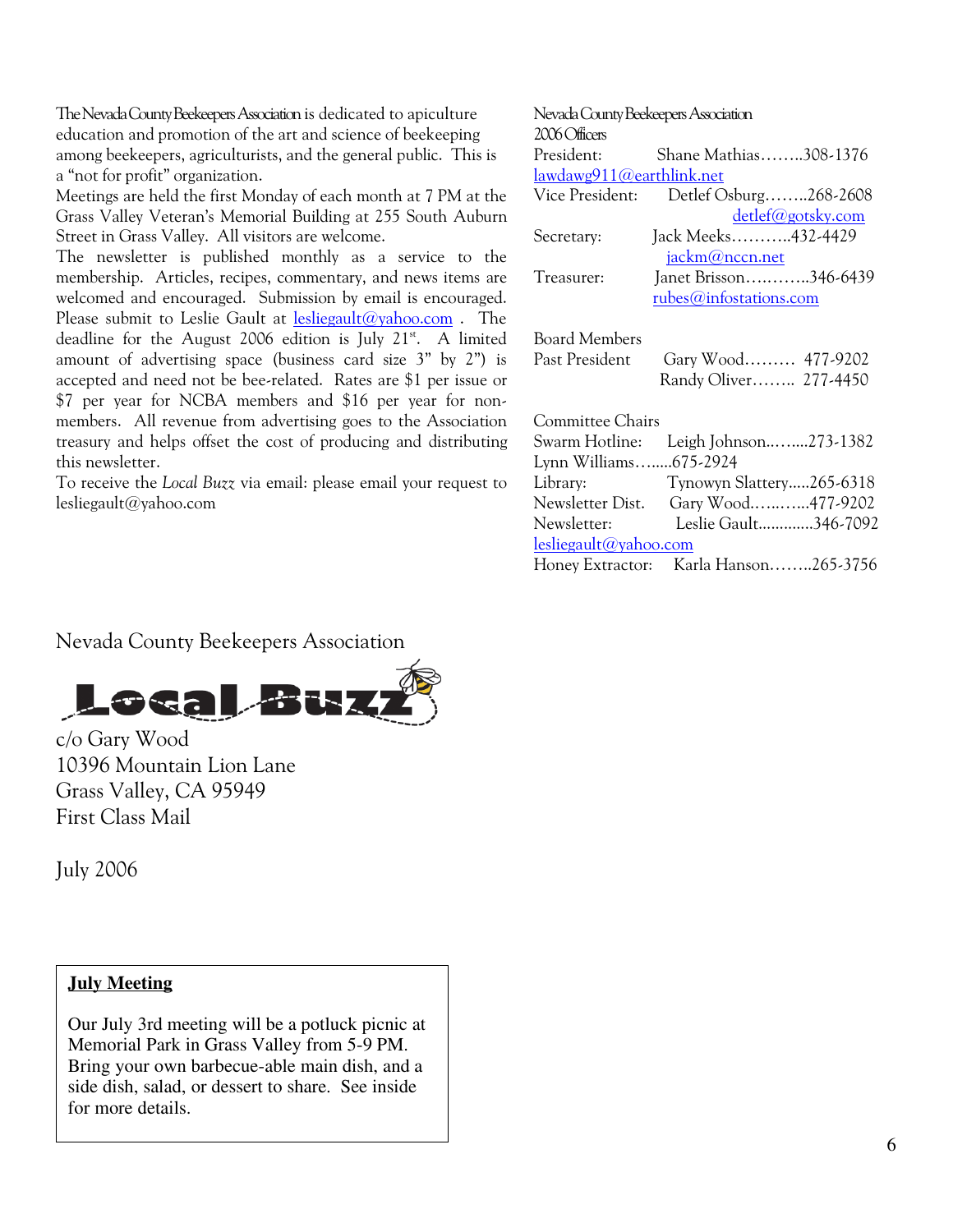The Nevada County Beekeepers Association is dedicated to apiculture education and promotion of the art and science of beekeeping among beekeepers, agriculturists, and the general public. This is a "not for profit" organization.

Meetings are held the first Monday of each month at 7 PM at the Grass Valley Veteran's Memorial Building at 255 South Auburn Street in Grass Valley. All visitors are welcome.

The newsletter is published monthly as a service to the membership. Articles, recipes, commentary, and news items are welcomed and encouraged. Submission by email is encouraged. Please submit to Leslie Gault at lesliegault@yahoo.com . The deadline for the August 2006 edition is July 21st. A limited amount of advertising space (business card size 3" by 2") is accepted and need not be bee-related. Rates are $1 per issue or $7 per year for NCBA members and $16 per year for non-members. All revenue from advertising goes to the Association treasury and helps offset the cost of producing and distributing this newsletter.

To receive the *Local Buzz* via email: please email your request to lesliegault@yahoo.com

Nevada County Beekeepers Association
2006 Officers

President: Shane Mathias……..308-1376
lawdawg911@earthlink.net

Vice President: Detlef Osburg……..268-2608
detlef@gotsky.com

Secretary: Jack Meeks………..432-4429
jackm@nccn.net

Treasurer: Janet Brisson………..346-6439
rubes@infostations.com

Board Members

Past President Gary Wood……… 477-9202
Randy Oliver…….. 277-4450

Committee Chairs

Swarm Hotline: Leigh Johnson..…....273-1382
Lynn Williams…....675-2924

Library: Tynowyn Slattery.....265-6318

Newsletter Dist. Gary Wood…..…..477-9202

Newsletter: Leslie Gault............346-7092
lesliegault@yahoo.com

Honey Extractor: Karla Hanson……..265-3756

Nevada County Beekeepers Association

**Local Buzz**

c/o Gary Wood
10396 Mountain Lion Lane
Grass Valley, CA 95949
First Class Mail

July 2006

**July Meeting**

Our July 3rd meeting will be a potluck picnic at Memorial Park in Grass Valley from 5-9 PM. Bring your own barbecue-able main dish, and a side dish, salad, or dessert to share. See inside for more details.